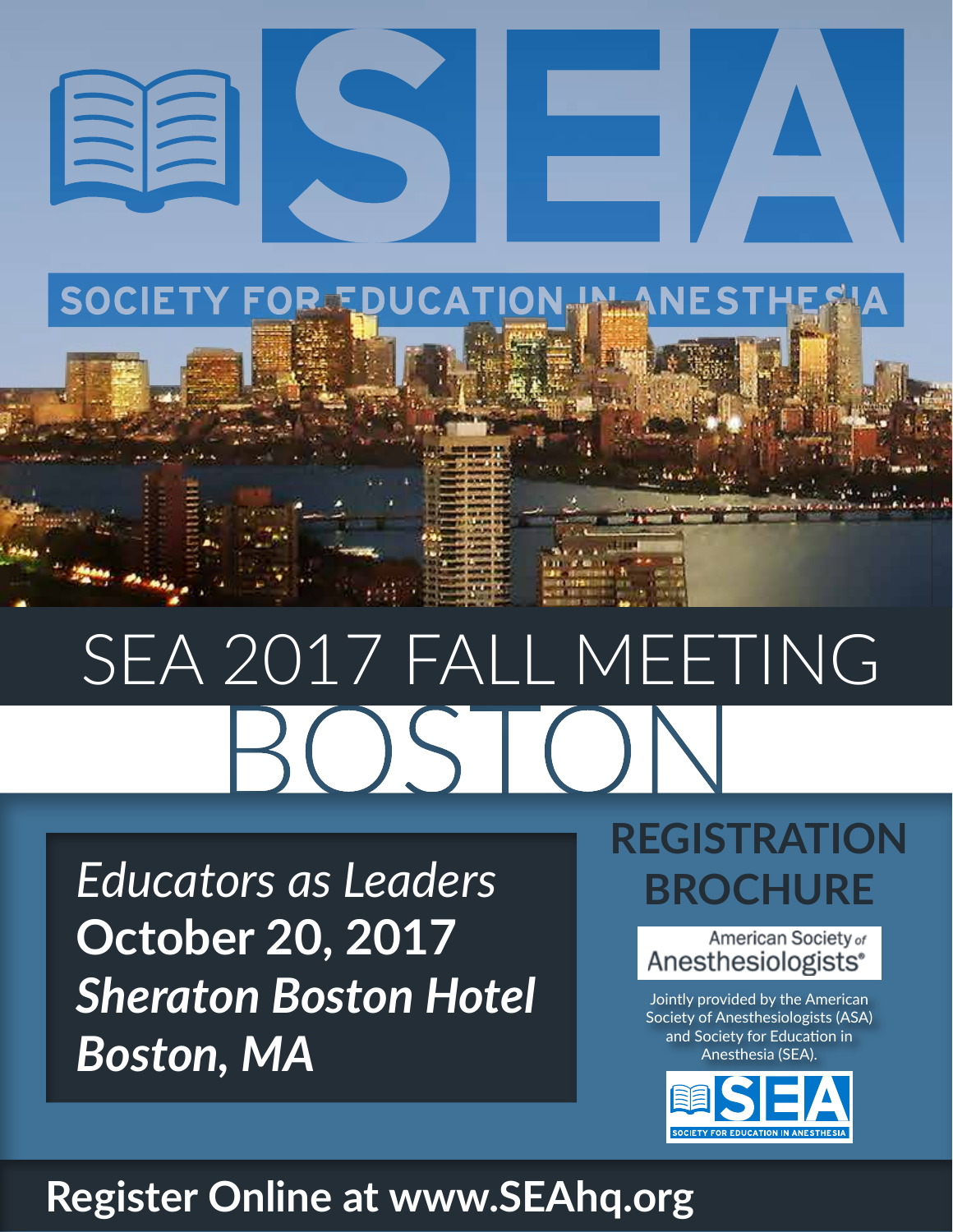# SEA

SOCIETY FOR EDUCATION IN ANESTHESIA

# SEA 2017 FALL MEETING

# BOSTON

*Educators as Leaders*

**October 20, 2017**

***Sheraton Boston Hotel***

***Boston, MA***

## REGISTRATION BROCHURE

American Society of Anesthesiologists®

Jointly provided by the American Society of Anesthesiologists (ASA) and Society for Education in Anesthesia (SEA).

SEA — SOCIETY FOR EDUCATION IN ANESTHESIA

**Register Online at www.SEAhq.org**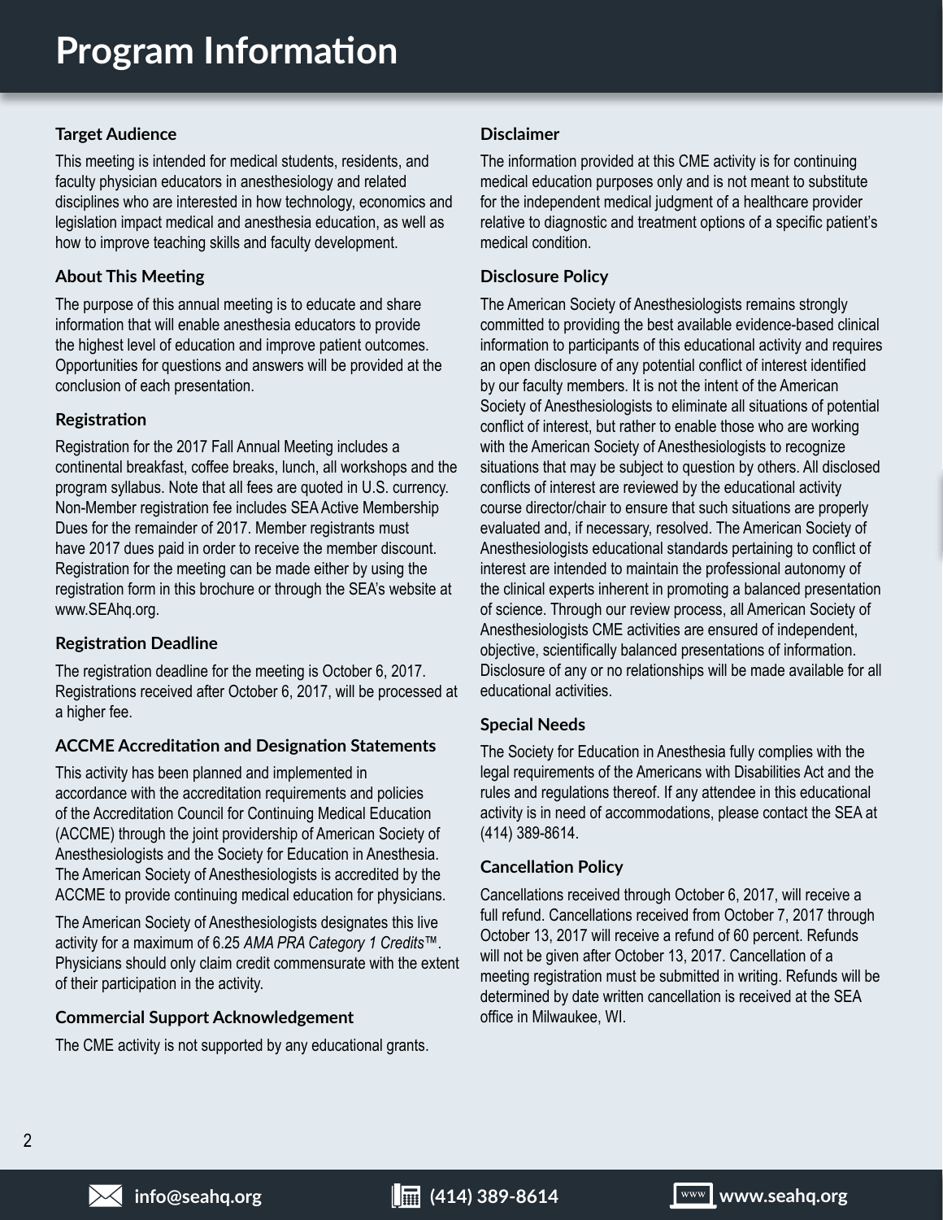# Program Information

## Target Audience

This meeting is intended for medical students, residents, and faculty physician educators in anesthesiology and related disciplines who are interested in how technology, economics and legislation impact medical and anesthesia education, as well as how to improve teaching skills and faculty development.

## About This Meeting

The purpose of this annual meeting is to educate and share information that will enable anesthesia educators to provide the highest level of education and improve patient outcomes. Opportunities for questions and answers will be provided at the conclusion of each presentation.

## Registration

Registration for the 2017 Fall Annual Meeting includes a continental breakfast, coffee breaks, lunch, all workshops and the program syllabus. Note that all fees are quoted in U.S. currency. Non-Member registration fee includes SEA Active Membership Dues for the remainder of 2017. Member registrants must have 2017 dues paid in order to receive the member discount. Registration for the meeting can be made either by using the registration form in this brochure or through the SEA's website at www.SEAhq.org.

## Registration Deadline

The registration deadline for the meeting is October 6, 2017. Registrations received after October 6, 2017, will be processed at a higher fee.

## ACCME Accreditation and Designation Statements

This activity has been planned and implemented in accordance with the accreditation requirements and policies of the Accreditation Council for Continuing Medical Education (ACCME) through the joint providership of American Society of Anesthesiologists and the Society for Education in Anesthesia. The American Society of Anesthesiologists is accredited by the ACCME to provide continuing medical education for physicians.

The American Society of Anesthesiologists designates this live activity for a maximum of 6.25 *AMA PRA Category 1 Credits*™. Physicians should only claim credit commensurate with the extent of their participation in the activity.

## Commercial Support Acknowledgement

The CME activity is not supported by any educational grants.

## Disclaimer

The information provided at this CME activity is for continuing medical education purposes only and is not meant to substitute for the independent medical judgment of a healthcare provider relative to diagnostic and treatment options of a specific patient's medical condition.

## Disclosure Policy

The American Society of Anesthesiologists remains strongly committed to providing the best available evidence-based clinical information to participants of this educational activity and requires an open disclosure of any potential conflict of interest identified by our faculty members. It is not the intent of the American Society of Anesthesiologists to eliminate all situations of potential conflict of interest, but rather to enable those who are working with the American Society of Anesthesiologists to recognize situations that may be subject to question by others. All disclosed conflicts of interest are reviewed by the educational activity course director/chair to ensure that such situations are properly evaluated and, if necessary, resolved. The American Society of Anesthesiologists educational standards pertaining to conflict of interest are intended to maintain the professional autonomy of the clinical experts inherent in promoting a balanced presentation of science. Through our review process, all American Society of Anesthesiologists CME activities are ensured of independent, objective, scientifically balanced presentations of information. Disclosure of any or no relationships will be made available for all educational activities.

## Special Needs

The Society for Education in Anesthesia fully complies with the legal requirements of the Americans with Disabilities Act and the rules and regulations thereof. If any attendee in this educational activity is in need of accommodations, please contact the SEA at (414) 389-8614.

## Cancellation Policy

Cancellations received through October 6, 2017, will receive a full refund. Cancellations received from October 7, 2017 through October 13, 2017 will receive a refund of 60 percent. Refunds will not be given after October 13, 2017. Cancellation of a meeting registration must be submitted in writing. Refunds will be determined by date written cancellation is received at the SEA office in Milwaukee, WI.

info@seahq.org | (414) 389-8614 | www.seahq.org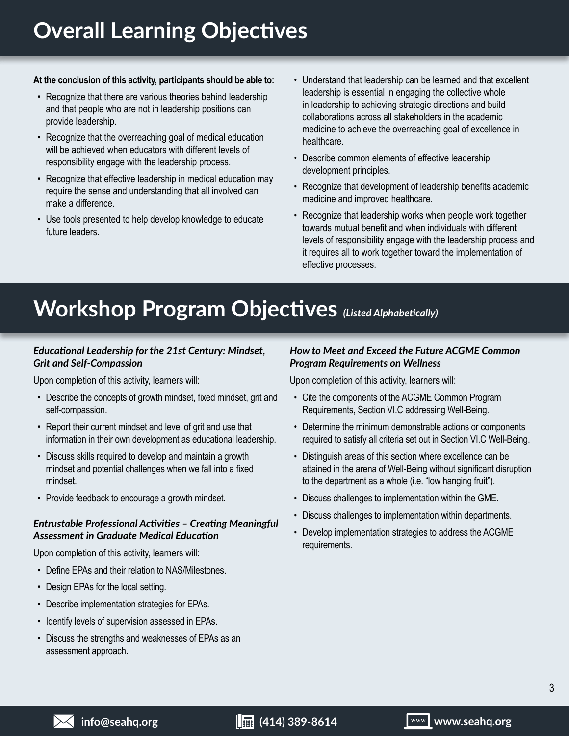# Overall Learning Objectives

**At the conclusion of this activity, participants should be able to:**

- Recognize that there are various theories behind leadership and that people who are not in leadership positions can provide leadership.
- Recognize that the overreaching goal of medical education will be achieved when educators with different levels of responsibility engage with the leadership process.
- Recognize that effective leadership in medical education may require the sense and understanding that all involved can make a difference.
- Use tools presented to help develop knowledge to educate future leaders.
- Understand that leadership can be learned and that excellent leadership is essential in engaging the collective whole in leadership to achieving strategic directions and build collaborations across all stakeholders in the academic medicine to achieve the overreaching goal of excellence in healthcare.
- Describe common elements of effective leadership development principles.
- Recognize that development of leadership benefits academic medicine and improved healthcare.
- Recognize that leadership works when people work together towards mutual benefit and when individuals with different levels of responsibility engage with the leadership process and it requires all to work together toward the implementation of effective processes.

# Workshop Program Objectives *(Listed Alphabetically)*

### *Educational Leadership for the 21st Century: Mindset, Grit and Self-Compassion*

Upon completion of this activity, learners will:

- Describe the concepts of growth mindset, fixed mindset, grit and self-compassion.
- Report their current mindset and level of grit and use that information in their own development as educational leadership.
- Discuss skills required to develop and maintain a growth mindset and potential challenges when we fall into a fixed mindset.
- Provide feedback to encourage a growth mindset.

### *Entrustable Professional Activities – Creating Meaningful Assessment in Graduate Medical Education*

Upon completion of this activity, learners will:

- Define EPAs and their relation to NAS/Milestones.
- Design EPAs for the local setting.
- Describe implementation strategies for EPAs.
- Identify levels of supervision assessed in EPAs.
- Discuss the strengths and weaknesses of EPAs as an assessment approach.

### *How to Meet and Exceed the Future ACGME Common Program Requirements on Wellness*

Upon completion of this activity, learners will:

- Cite the components of the ACGME Common Program Requirements, Section VI.C addressing Well-Being.
- Determine the minimum demonstrable actions or components required to satisfy all criteria set out in Section VI.C Well-Being.
- Distinguish areas of this section where excellence can be attained in the arena of Well-Being without significant disruption to the department as a whole (i.e. "low hanging fruit").
- Discuss challenges to implementation within the GME.
- Discuss challenges to implementation within departments.
- Develop implementation strategies to address the ACGME requirements.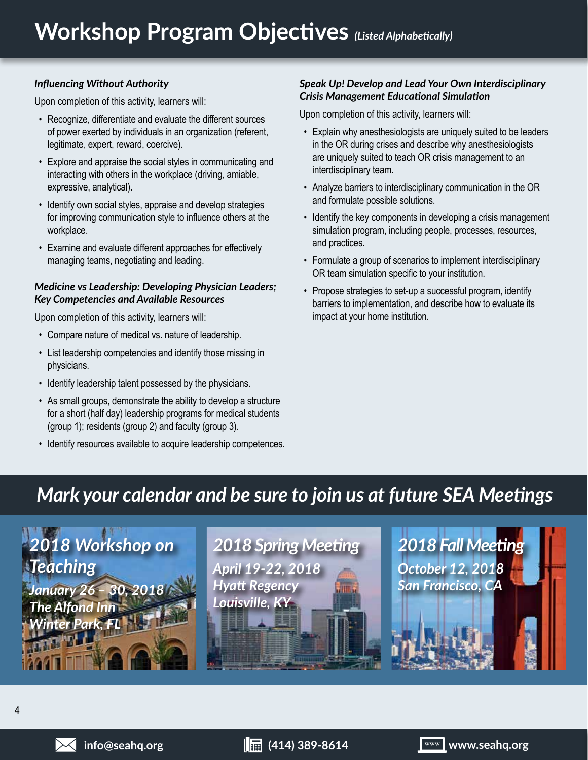# Workshop Program Objectives *(Listed Alphabetically)*

### *Influencing Without Authority*

Upon completion of this activity, learners will:

- Recognize, differentiate and evaluate the different sources of power exerted by individuals in an organization (referent, legitimate, expert, reward, coercive).
- Explore and appraise the social styles in communicating and interacting with others in the workplace (driving, amiable, expressive, analytical).
- Identify own social styles, appraise and develop strategies for improving communication style to influence others at the workplace.
- Examine and evaluate different approaches for effectively managing teams, negotiating and leading.

### *Medicine vs Leadership: Developing Physician Leaders; Key Competencies and Available Resources*

Upon completion of this activity, learners will:

- Compare nature of medical vs. nature of leadership.
- List leadership competencies and identify those missing in physicians.
- Identify leadership talent possessed by the physicians.
- As small groups, demonstrate the ability to develop a structure for a short (half day) leadership programs for medical students (group 1); residents (group 2) and faculty (group 3).
- Identify resources available to acquire leadership competences.

### *Speak Up! Develop and Lead Your Own Interdisciplinary Crisis Management Educational Simulation*

Upon completion of this activity, learners will:

- Explain why anesthesiologists are uniquely suited to be leaders in the OR during crises and describe why anesthesiologists are uniquely suited to teach OR crisis management to an interdisciplinary team.
- Analyze barriers to interdisciplinary communication in the OR and formulate possible solutions.
- Identify the key components in developing a crisis management simulation program, including people, processes, resources, and practices.
- Formulate a group of scenarios to implement interdisciplinary OR team simulation specific to your institution.
- Propose strategies to set-up a successful program, identify barriers to implementation, and describe how to evaluate its impact at your home institution.

## *Mark your calendar and be sure to join us at future SEA Meetings*

**2018 Workshop on Teaching**
*January 26 – 30, 2018*
*The Alfond Inn*
*Winter Park, FL*

**2018 Spring Meeting**
*April 19-22, 2018*
*Hyatt Regency*
*Louisville, KY*

**2018 Fall Meeting**
*October 12, 2018*
*San Francisco, CA*

info@seahq.org | (414) 389-8614 | www.seahq.org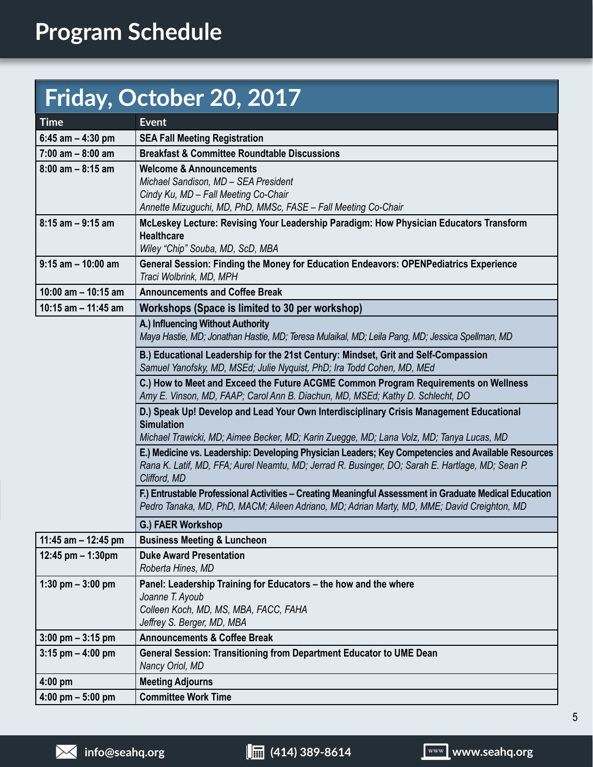# Program Schedule

## Friday, October 20, 2017

| Time | Event |
|---|---|
| 6:45 am – 4:30 pm | **SEA Fall Meeting Registration** |
| 7:00 am – 8:00 am | **Breakfast & Committee Roundtable Discussions** |
| 8:00 am – 8:15 am | **Welcome & Announcements**<br>*Michael Sandison, MD – SEA President*<br>*Cindy Ku, MD – Fall Meeting Co-Chair*<br>*Annette Mizuguchi, MD, PhD, MMSc, FASE – Fall Meeting Co-Chair* |
| 8:15 am – 9:15 am | **McLeskey Lecture: Revising Your Leadership Paradigm: How Physician Educators Transform Healthcare**<br>*Wiley "Chip" Souba, MD, ScD, MBA* |
| 9:15 am – 10:00 am | **General Session: Finding the Money for Education Endeavors: OPENPediatrics Experience**<br>*Traci Wolbrink, MD, MPH* |
| 10:00 am – 10:15 am | **Announcements and Coffee Break** |
| 10:15 am – 11:45 am | **Workshops (Space is limited to 30 per workshop)** |
| | **A.) Influencing Without Authority**<br>*Maya Hastie, MD; Jonathan Hastie, MD; Teresa Mulaikal, MD; Leila Pang, MD; Jessica Spellman, MD* |
| | **B.) Educational Leadership for the 21st Century: Mindset, Grit and Self-Compassion**<br>*Samuel Yanofsky, MD, MSEd; Julie Nyquist, PhD; Ira Todd Cohen, MD, MEd* |
| | **C.) How to Meet and Exceed the Future ACGME Common Program Requirements on Wellness**<br>*Amy E. Vinson, MD, FAAP; Carol Ann B. Diachun, MD, MSEd; Kathy D. Schlecht, DO* |
| | **D.) Speak Up! Develop and Lead Your Own Interdisciplinary Crisis Management Educational Simulation**<br>*Michael Trawicki, MD; Aimee Becker, MD; Karin Zuegge, MD; Lana Volz, MD; Tanya Lucas, MD* |
| | **E.) Medicine vs. Leadership: Developing Physician Leaders; Key Competencies and Available Resources**<br>*Rana K. Latif, MD, FFA; Aurel Neamtu, MD; Jerrad R. Businger, DO; Sarah E. Hartlage, MD; Sean P. Clifford, MD* |
| | **F.) Entrustable Professional Activities – Creating Meaningful Assessment in Graduate Medical Education**<br>*Pedro Tanaka, MD, PhD, MACM; Aileen Adriano, MD; Adrian Marty, MD, MME; David Creighton, MD* |
| | **G.) FAER Workshop** |
| 11:45 am – 12:45 pm | **Business Meeting & Luncheon** |
| 12:45 pm – 1:30pm | **Duke Award Presentation**<br>*Roberta Hines, MD* |
| 1:30 pm – 3:00 pm | **Panel: Leadership Training for Educators – the how and the where**<br>*Joanne T. Ayoub*<br>*Colleen Koch, MD, MS, MBA, FACC, FAHA*<br>*Jeffrey S. Berger, MD, MBA* |
| 3:00 pm – 3:15 pm | **Announcements & Coffee Break** |
| 3:15 pm – 4:00 pm | **General Session: Transitioning from Department Educator to UME Dean**<br>*Nancy Oriol, MD* |
| 4:00 pm | **Meeting Adjourns** |
| 4:00 pm – 5:00 pm | **Committee Work Time** |

info@seahq.org | (414) 389-8614 | www.seahq.org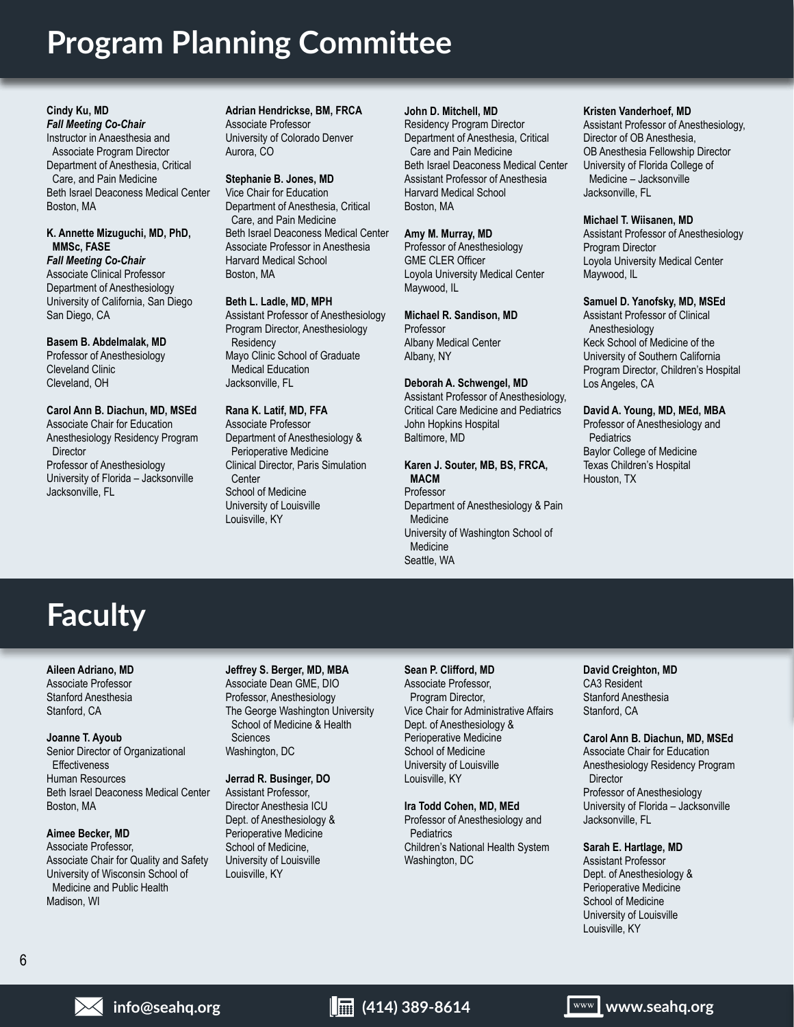# Program Planning Committee

**Cindy Ku, MD**
***Fall Meeting Co-Chair***
Instructor in Anaesthesia and Associate Program Director
Department of Anesthesia, Critical Care, and Pain Medicine
Beth Israel Deaconess Medical Center
Boston, MA

**K. Annette Mizuguchi, MD, PhD, MMSc, FASE**
***Fall Meeting Co-Chair***
Associate Clinical Professor
Department of Anesthesiology
University of California, San Diego
San Diego, CA

**Basem B. Abdelmalak, MD**
Professor of Anesthesiology
Cleveland Clinic
Cleveland, OH

**Carol Ann B. Diachun, MD, MSEd**
Associate Chair for Education
Anesthesiology Residency Program Director
Professor of Anesthesiology
University of Florida – Jacksonville
Jacksonville, FL

**Adrian Hendrickse, BM, FRCA**
Associate Professor
University of Colorado Denver
Aurora, CO

**Stephanie B. Jones, MD**
Vice Chair for Education
Department of Anesthesia, Critical Care, and Pain Medicine
Beth Israel Deaconess Medical Center
Associate Professor in Anesthesia
Harvard Medical School
Boston, MA

**Beth L. Ladle, MD, MPH**
Assistant Professor of Anesthesiology
Program Director, Anesthesiology Residency
Mayo Clinic School of Graduate Medical Education
Jacksonville, FL

**Rana K. Latif, MD, FFA**
Associate Professor
Department of Anesthesiology & Perioperative Medicine
Clinical Director, Paris Simulation Center
School of Medicine
University of Louisville
Louisville, KY

**John D. Mitchell, MD**
Residency Program Director
Department of Anesthesia, Critical Care and Pain Medicine
Beth Israel Deaconess Medical Center
Assistant Professor of Anesthesia
Harvard Medical School
Boston, MA

**Amy M. Murray, MD**
Professor of Anesthesiology
GME CLER Officer
Loyola University Medical Center
Maywood, IL

**Michael R. Sandison, MD**
Professor
Albany Medical Center
Albany, NY

**Deborah A. Schwengel, MD**
Assistant Professor of Anesthesiology, Critical Care Medicine and Pediatrics
John Hopkins Hospital
Baltimore, MD

**Karen J. Souter, MB, BS, FRCA, MACM**
Professor
Department of Anesthesiology & Pain Medicine
University of Washington School of Medicine
Seattle, WA

**Kristen Vanderhoef, MD**
Assistant Professor of Anesthesiology, Director of OB Anesthesia, OB Anesthesia Fellowship Director
University of Florida College of Medicine – Jacksonville
Jacksonville, FL

**Michael T. Wiisanen, MD**
Assistant Professor of Anesthesiology
Program Director
Loyola University Medical Center
Maywood, IL

**Samuel D. Yanofsky, MD, MSEd**
Assistant Professor of Clinical Anesthesiology
Keck School of Medicine of the University of Southern California
Program Director, Children's Hospital
Los Angeles, CA

**David A. Young, MD, MEd, MBA**
Professor of Anesthesiology and Pediatrics
Baylor College of Medicine
Texas Children's Hospital
Houston, TX

# Faculty

**Aileen Adriano, MD**
Associate Professor
Stanford Anesthesia
Stanford, CA

**Joanne T. Ayoub**
Senior Director of Organizational Effectiveness
Human Resources
Beth Israel Deaconess Medical Center
Boston, MA

**Aimee Becker, MD**
Associate Professor,
Associate Chair for Quality and Safety
University of Wisconsin School of Medicine and Public Health
Madison, WI

**Jeffrey S. Berger, MD, MBA**
Associate Dean GME, DIO
Professor, Anesthesiology
The George Washington University School of Medicine & Health Sciences
Washington, DC

**Jerrad R. Businger, DO**
Assistant Professor,
Director Anesthesia ICU
Dept. of Anesthesiology & Perioperative Medicine
School of Medicine,
University of Louisville
Louisville, KY

**Sean P. Clifford, MD**
Associate Professor,
Program Director,
Vice Chair for Administrative Affairs
Dept. of Anesthesiology & Perioperative Medicine
School of Medicine
University of Louisville
Louisville, KY

**Ira Todd Cohen, MD, MEd**
Professor of Anesthesiology and Pediatrics
Children's National Health System
Washington, DC

**David Creighton, MD**
CA3 Resident
Stanford Anesthesia
Stanford, CA

**Carol Ann B. Diachun, MD, MSEd**
Associate Chair for Education
Anesthesiology Residency Program Director
Professor of Anesthesiology
University of Florida – Jacksonville
Jacksonville, FL

**Sarah E. Hartlage, MD**
Assistant Professor
Dept. of Anesthesiology & Perioperative Medicine
School of Medicine
University of Louisville
Louisville, KY

info@seahq.org | (414) 389-8614 | www.seahq.org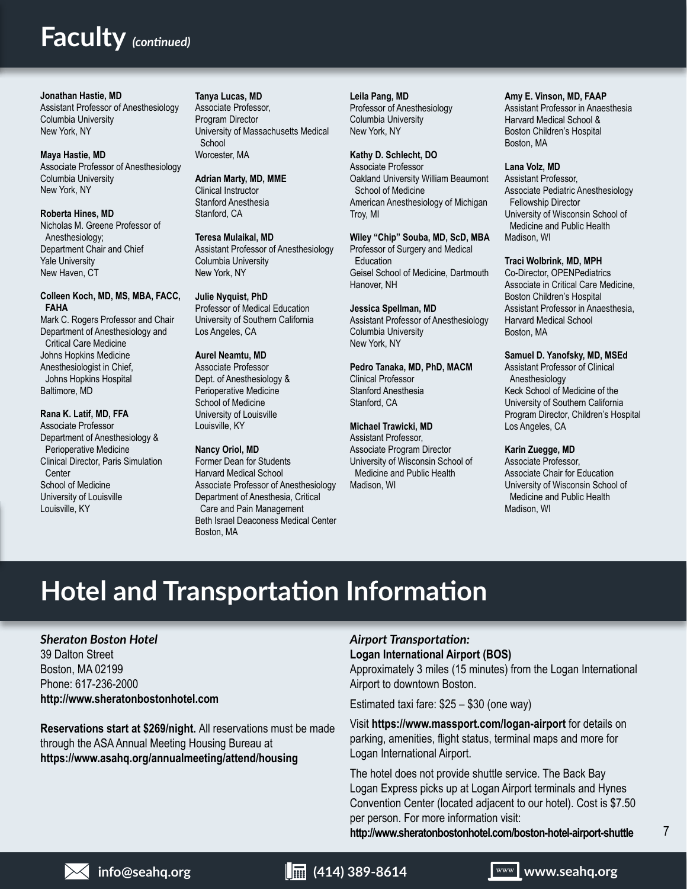# Faculty *(continued)*

**Jonathan Hastie, MD**
Assistant Professor of Anesthesiology
Columbia University
New York, NY

**Maya Hastie, MD**
Associate Professor of Anesthesiology
Columbia University
New York, NY

**Roberta Hines, MD**
Nicholas M. Greene Professor of Anesthesiology;
Department Chair and Chief
Yale University
New Haven, CT

**Colleen Koch, MD, MS, MBA, FACC, FAHA**
Mark C. Rogers Professor and Chair
Department of Anesthesiology and Critical Care Medicine
Johns Hopkins Medicine
Anesthesiologist in Chief, Johns Hopkins Hospital
Baltimore, MD

**Rana K. Latif, MD, FFA**
Associate Professor
Department of Anesthesiology & Perioperative Medicine
Clinical Director, Paris Simulation Center
School of Medicine
University of Louisville
Louisville, KY

**Tanya Lucas, MD**
Associate Professor,
Program Director
University of Massachusetts Medical School
Worcester, MA

**Adrian Marty, MD, MME**
Clinical Instructor
Stanford Anesthesia
Stanford, CA

**Teresa Mulaikal, MD**
Assistant Professor of Anesthesiology
Columbia University
New York, NY

**Julie Nyquist, PhD**
Professor of Medical Education
University of Southern California
Los Angeles, CA

**Aurel Neamtu, MD**
Associate Professor
Dept. of Anesthesiology & Perioperative Medicine
School of Medicine
University of Louisville
Louisville, KY

**Nancy Oriol, MD**
Former Dean for Students
Harvard Medical School
Associate Professor of Anesthesiology
Department of Anesthesia, Critical Care and Pain Management
Beth Israel Deaconess Medical Center
Boston, MA

**Leila Pang, MD**
Professor of Anesthesiology
Columbia University
New York, NY

**Kathy D. Schlecht, DO**
Associate Professor
Oakland University William Beaumont School of Medicine
American Anesthesiology of Michigan
Troy, MI

**Wiley "Chip" Souba, MD, ScD, MBA**
Professor of Surgery and Medical Education
Geisel School of Medicine, Dartmouth
Hanover, NH

**Jessica Spellman, MD**
Assistant Professor of Anesthesiology
Columbia University
New York, NY

**Pedro Tanaka, MD, PhD, MACM**
Clinical Professor
Stanford Anesthesia
Stanford, CA

**Michael Trawicki, MD**
Assistant Professor,
Associate Program Director
University of Wisconsin School of Medicine and Public Health
Madison, WI

**Amy E. Vinson, MD, FAAP**
Assistant Professor in Anaesthesia
Harvard Medical School &
Boston Children's Hospital
Boston, MA

**Lana Volz, MD**
Assistant Professor,
Associate Pediatric Anesthesiology Fellowship Director
University of Wisconsin School of Medicine and Public Health
Madison, WI

**Traci Wolbrink, MD, MPH**
Co-Director, OPENPediatrics
Associate in Critical Care Medicine,
Boston Children's Hospital
Assistant Professor in Anaesthesia,
Harvard Medical School
Boston, MA

**Samuel D. Yanofsky, MD, MSEd**
Assistant Professor of Clinical Anesthesiology
Keck School of Medicine of the University of Southern California
Program Director, Children's Hospital
Los Angeles, CA

**Karin Zuegge, MD**
Associate Professor,
Associate Chair for Education
University of Wisconsin School of Medicine and Public Health
Madison, WI

# Hotel and Transportation Information

***Sheraton Boston Hotel***
39 Dalton Street
Boston, MA 02199
Phone: 617-236-2000
**http://www.sheratonbostonhotel.com**

**Reservations start at $269/night.** All reservations must be made through the ASA Annual Meeting Housing Bureau at **https://www.asahq.org/annualmeeting/attend/housing**

***Airport Transportation:***
**Logan International Airport (BOS)**
Approximately 3 miles (15 minutes) from the Logan International Airport to downtown Boston.

Estimated taxi fare: $25 – $30 (one way)

Visit **https://www.massport.com/logan-airport** for details on parking, amenities, flight status, terminal maps and more for Logan International Airport.

The hotel does not provide shuttle service. The Back Bay Logan Express picks up at Logan Airport terminals and Hynes Convention Center (located adjacent to our hotel). Cost is $7.50 per person. For more information visit:
**http://www.sheratonbostonhotel.com/boston-hotel-airport-shuttle**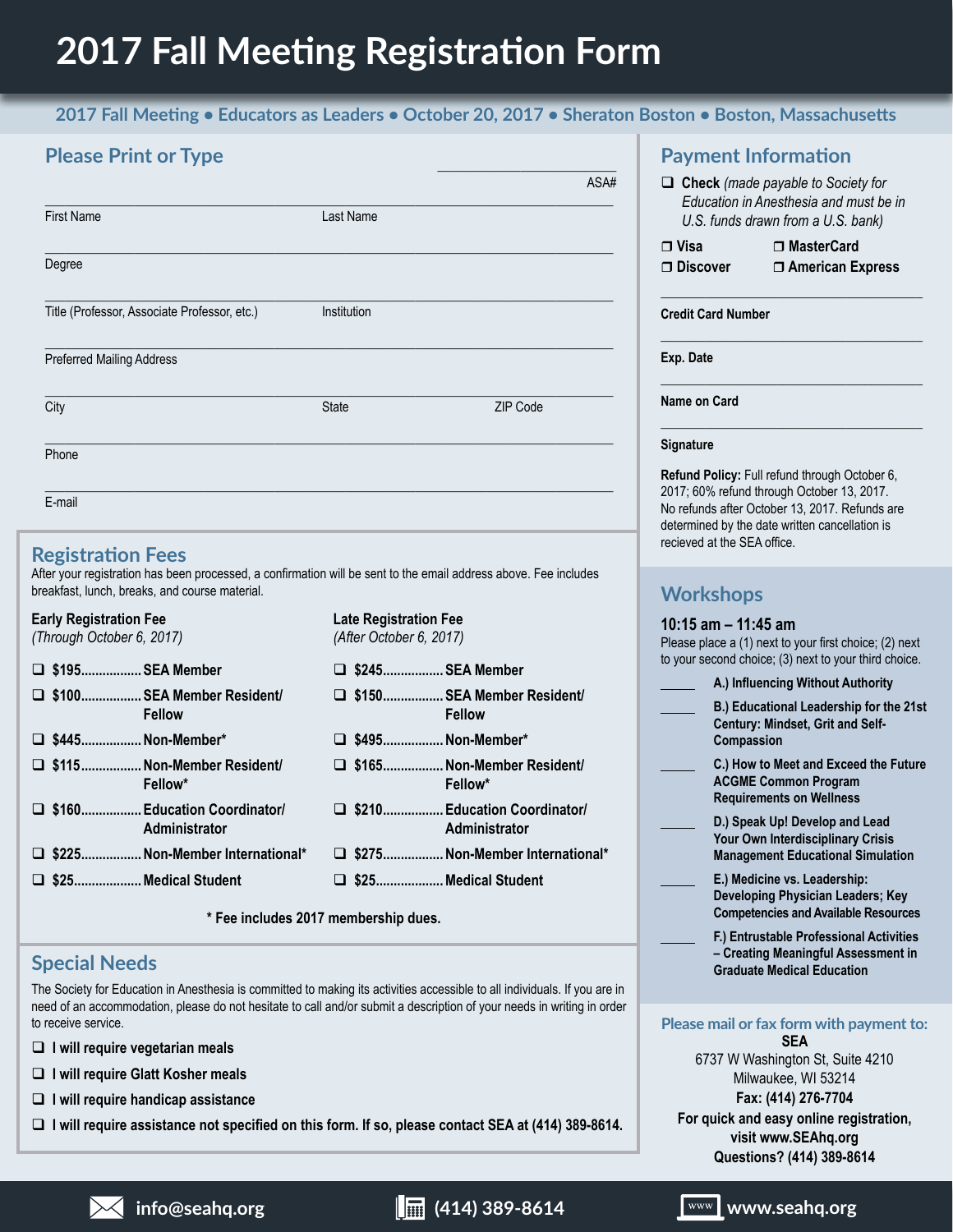# 2017 Fall Meeting Registration Form

**2017 Fall Meeting • Educators as Leaders • October 20, 2017 • Sheraton Boston • Boston, Massachusetts**

## Please Print or Type

ASA#

First Name / Last Name

Degree

Title (Professor, Associate Professor, etc.) / Institution

Preferred Mailing Address

City / State / ZIP Code

Phone

E-mail

## Registration Fees

After your registration has been processed, a confirmation will be sent to the email address above. Fee includes breakfast, lunch, breaks, and course material.

| **Early Registration Fee** *(Through October 6, 2017)* | **Late Registration Fee** *(After October 6, 2017)* |
|---|---|
| ❑ **$195................. SEA Member** | ❑ **$245................. SEA Member** |
| ❑ **$100................. SEA Member Resident/ Fellow** | ❑ **$150................. SEA Member Resident/ Fellow** |
| ❑ **$445................. Non-Member*** | ❑ **$495................. Non-Member*** |
| ❑ **$115................. Non-Member Resident/ Fellow*** | ❑ **$165................. Non-Member Resident/ Fellow*** |
| ❑ **$160................. Education Coordinator/ Administrator** | ❑ **$210................. Education Coordinator/ Administrator** |
| ❑ **$225................. Non-Member International*** | ❑ **$275................. Non-Member International*** |
| ❑ **$25................... Medical Student** | ❑ **$25................... Medical Student** |

**\* Fee includes 2017 membership dues.**

## Special Needs

The Society for Education in Anesthesia is committed to making its activities accessible to all individuals. If you are in need of an accommodation, please do not hesitate to call and/or submit a description of your needs in writing in order to receive service.

- ❑ **I will require vegetarian meals**
- ❑ **I will require Glatt Kosher meals**
- ❑ **I will require handicap assistance**
- ❑ **I will require assistance not specified on this form. If so, please contact SEA at (414) 389-8614.**

## Payment Information

❑ **Check** *(made payable to Society for Education in Anesthesia and must be in U.S. funds drawn from a U.S. bank)*

❑ **Visa** ❑ **MasterCard**

❑ **Discover** ❑ **American Express**

**Credit Card Number**

**Exp. Date**

**Name on Card**

**Signature**

**Refund Policy:** Full refund through October 6, 2017; 60% refund through October 13, 2017. No refunds after October 13, 2017. Refunds are determined by the date written cancellation is recieved at the SEA office.

## Workshops

**10:15 am – 11:45 am**

Please place a (1) next to your first choice; (2) next to your second choice; (3) next to your third choice.

_____ **A.) Influencing Without Authority**

_____ **B.) Educational Leadership for the 21st Century: Mindset, Grit and Self-Compassion**

_____ **C.) How to Meet and Exceed the Future ACGME Common Program Requirements on Wellness**

_____ **D.) Speak Up! Develop and Lead Your Own Interdisciplinary Crisis Management Educational Simulation**

_____ **E.) Medicine vs. Leadership: Developing Physician Leaders; Key Competencies and Available Resources**

_____ **F.) Entrustable Professional Activities – Creating Meaningful Assessment in Graduate Medical Education**

**Please mail or fax form with payment to:**

**SEA**
6737 W Washington St, Suite 4210
Milwaukee, WI 53214
**Fax: (414) 276-7704**
**For quick and easy online registration, visit www.SEAhq.org**
**Questions? (414) 389-8614**

info@seahq.org | (414) 389-8614 | www.seahq.org